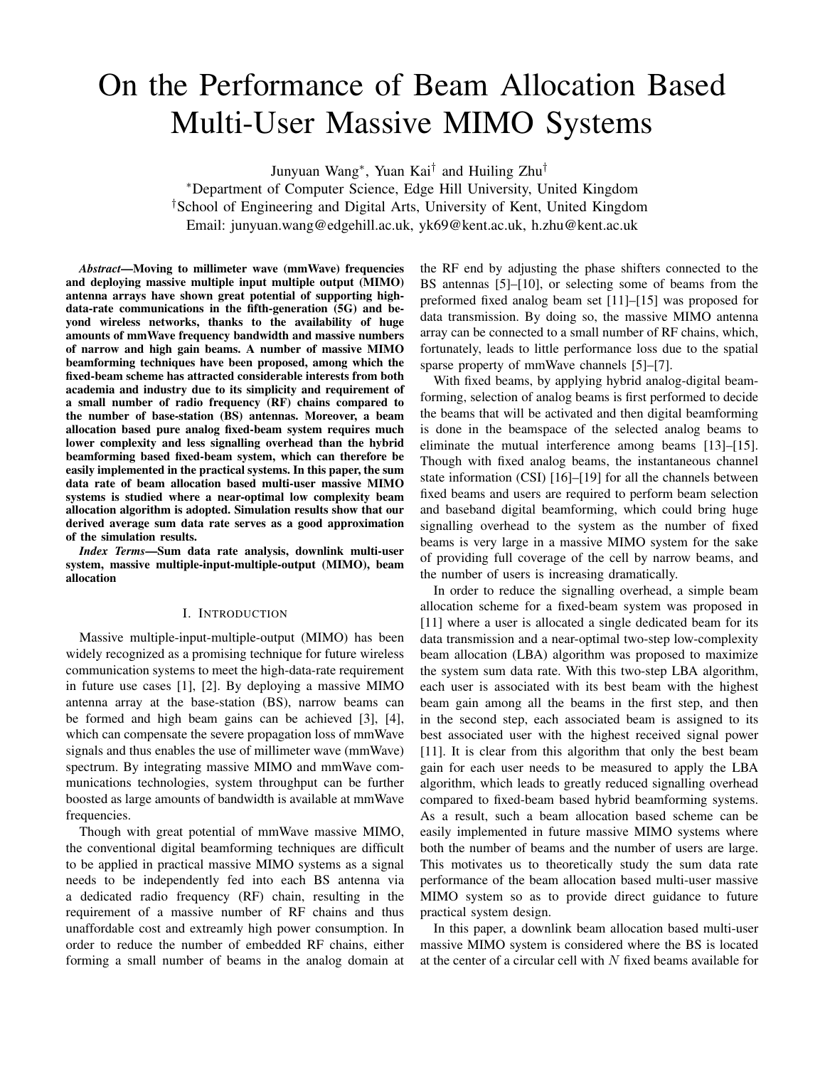# On the Performance of Beam Allocation Based Multi-User Massive MIMO Systems

Junyuan Wang*, Yuan Kai† and Huiling Zhu†

*Department of Computer Science, Edge Hill University, United Kingdom

†School of Engineering and Digital Arts, University of Kent, United Kingdom

Email: junyuan.wang@edgehill.ac.uk, yk69@kent.ac.uk, h.zhu@kent.ac.uk

***Abstract*—Moving to millimeter wave (mmWave) frequencies and deploying massive multiple input multiple output (MIMO) antenna arrays have shown great potential of supporting high-data-rate communications in the fifth-generation (5G) and beyond wireless networks, thanks to the availability of huge amounts of mmWave frequency bandwidth and massive numbers of narrow and high gain beams. A number of massive MIMO beamforming techniques have been proposed, among which the fixed-beam scheme has attracted considerable interests from both academia and industry due to its simplicity and requirement of a small number of radio frequency (RF) chains compared to the number of base-station (BS) antennas. Moreover, a beam allocation based pure analog fixed-beam system requires much lower complexity and less signalling overhead than the hybrid beamforming based fixed-beam system, which can therefore be easily implemented in the practical systems. In this paper, the sum data rate of beam allocation based multi-user massive MIMO systems is studied where a near-optimal low complexity beam allocation algorithm is adopted. Simulation results show that our derived average sum data rate serves as a good approximation of the simulation results.**

***Index Terms*—Sum data rate analysis, downlink multi-user system, massive multiple-input-multiple-output (MIMO), beam allocation**

## I. Introduction

Massive multiple-input-multiple-output (MIMO) has been widely recognized as a promising technique for future wireless communication systems to meet the high-data-rate requirement in future use cases [1], [2]. By deploying a massive MIMO antenna array at the base-station (BS), narrow beams can be formed and high beam gains can be achieved [3], [4], which can compensate the severe propagation loss of mmWave signals and thus enables the use of millimeter wave (mmWave) spectrum. By integrating massive MIMO and mmWave communications technologies, system throughput can be further boosted as large amounts of bandwidth is available at mmWave frequencies.

Though with great potential of mmWave massive MIMO, the conventional digital beamforming techniques are difficult to be applied in practical massive MIMO systems as a signal needs to be independently fed into each BS antenna via a dedicated radio frequency (RF) chain, resulting in the requirement of a massive number of RF chains and thus unaffordable cost and extreamly high power consumption. In order to reduce the number of embedded RF chains, either forming a small number of beams in the analog domain at the RF end by adjusting the phase shifters connected to the BS antennas [5]–[10], or selecting some of beams from the preformed fixed analog beam set [11]–[15] was proposed for data transmission. By doing so, the massive MIMO antenna array can be connected to a small number of RF chains, which, fortunately, leads to little performance loss due to the spatial sparse property of mmWave channels [5]–[7].

With fixed beams, by applying hybrid analog-digital beamforming, selection of analog beams is first performed to decide the beams that will be activated and then digital beamforming is done in the beamspace of the selected analog beams to eliminate the mutual interference among beams [13]–[15]. Though with fixed analog beams, the instantaneous channel state information (CSI) [16]–[19] for all the channels between fixed beams and users are required to perform beam selection and baseband digital beamforming, which could bring huge signalling overhead to the system as the number of fixed beams is very large in a massive MIMO system for the sake of providing full coverage of the cell by narrow beams, and the number of users is increasing dramatically.

In order to reduce the signalling overhead, a simple beam allocation scheme for a fixed-beam system was proposed in [11] where a user is allocated a single dedicated beam for its data transmission and a near-optimal two-step low-complexity beam allocation (LBA) algorithm was proposed to maximize the system sum data rate. With this two-step LBA algorithm, each user is associated with its best beam with the highest beam gain among all the beams in the first step, and then in the second step, each associated beam is assigned to its best associated user with the highest received signal power [11]. It is clear from this algorithm that only the best beam gain for each user needs to be measured to apply the LBA algorithm, which leads to greatly reduced signalling overhead compared to fixed-beam based hybrid beamforming systems. As a result, such a beam allocation based scheme can be easily implemented in future massive MIMO systems where both the number of beams and the number of users are large. This motivates us to theoretically study the sum data rate performance of the beam allocation based multi-user massive MIMO system so as to provide direct guidance to future practical system design.

In this paper, a downlink beam allocation based multi-user massive MIMO system is considered where the BS is located at the center of a circular cell with $N$ fixed beams available for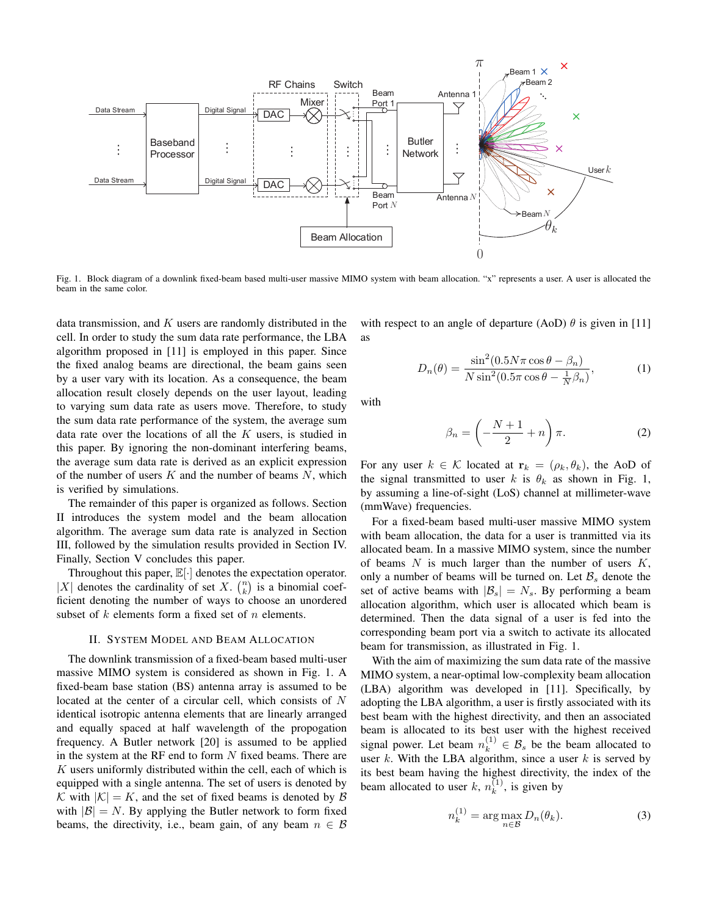Fig. 1. Block diagram of a downlink fixed-beam based multi-user massive MIMO system with beam allocation. "x" represents a user. A user is allocated the beam in the same color.

data transmission, and $K$ users are randomly distributed in the cell. In order to study the sum data rate performance, the LBA algorithm proposed in [11] is employed in this paper. Since the fixed analog beams are directional, the beam gains seen by a user vary with its location. As a consequence, the beam allocation result closely depends on the user layout, leading to varying sum data rate as users move. Therefore, to study the sum data rate performance of the system, the average sum data rate over the locations of all the $K$ users, is studied in this paper. By ignoring the non-dominant interfering beams, the average sum data rate is derived as an explicit expression of the number of users $K$ and the number of beams $N$, which is verified by simulations.

The remainder of this paper is organized as follows. Section II introduces the system model and the beam allocation algorithm. The average sum data rate is analyzed in Section III, followed by the simulation results provided in Section IV. Finally, Section V concludes this paper.

Throughout this paper, $\mathbb{E}[\cdot]$ denotes the expectation operator. $|X|$ denotes the cardinality of set $X$. $\binom{n}{k}$ is a binomial coefficient denoting the number of ways to choose an unordered subset of $k$ elements form a fixed set of $n$ elements.

## II. System Model and Beam Allocation

The downlink transmission of a fixed-beam based multi-user massive MIMO system is considered as shown in Fig. 1. A fixed-beam base station (BS) antenna array is assumed to be located at the center of a circular cell, which consists of $N$ identical isotropic antenna elements that are linearly arranged and equally spaced at half wavelength of the propogation frequency. A Butler network [20] is assumed to be applied in the system at the RF end to form $N$ fixed beams. There are $K$ users uniformly distributed within the cell, each of which is equipped with a single antenna. The set of users is denoted by $\mathcal{K}$ with $|\mathcal{K}| = K$, and the set of fixed beams is denoted by $\mathcal{B}$ with $|\mathcal{B}| = N$. By applying the Butler network to form fixed beams, the directivity, i.e., beam gain, of any beam $n \in \mathcal{B}$ with respect to an angle of departure (AoD) $\theta$ is given in [11] as

$$D_n(\theta) = \frac{\sin^2(0.5N\pi\cos\theta - \beta_n)}{N\sin^2(0.5\pi\cos\theta - \frac{1}{N}\beta_n)}, \tag{1}$$

with

$$\beta_n = \left(-\frac{N+1}{2} + n\right)\pi. \tag{2}$$

For any user $k \in \mathcal{K}$ located at $\mathbf{r}_k = (\rho_k, \theta_k)$, the AoD of the signal transmitted to user $k$ is $\theta_k$ as shown in Fig. 1, by assuming a line-of-sight (LoS) channel at millimeter-wave (mmWave) frequencies.

For a fixed-beam based multi-user massive MIMO system with beam allocation, the data for a user is tranmitted via its allocated beam. In a massive MIMO system, since the number of beams $N$ is much larger than the number of users $K$, only a number of beams will be turned on. Let $\mathcal{B}_s$ denote the set of active beams with $|\mathcal{B}_s| = N_s$. By performing a beam allocation algorithm, which user is allocated which beam is determined. Then the data signal of a user is fed into the corresponding beam port via a switch to activate its allocated beam for transmission, as illustrated in Fig. 1.

With the aim of maximizing the sum data rate of the massive MIMO system, a near-optimal low-complexity beam allocation (LBA) algorithm was developed in [11]. Specifically, by adopting the LBA algorithm, a user is firstly associated with its best beam with the highest directivity, and then an associated beam is allocated to its best user with the highest received signal power. Let beam $n_k^{(1)} \in \mathcal{B}_s$ be the beam allocated to user $k$. With the LBA algorithm, since a user $k$ is served by its best beam having the highest directivity, the index of the beam allocated to user $k$, $n_k^{(1)}$, is given by

$$n_k^{(1)} = \arg\max_{n\in\mathcal{B}} D_n(\theta_k). \tag{3}$$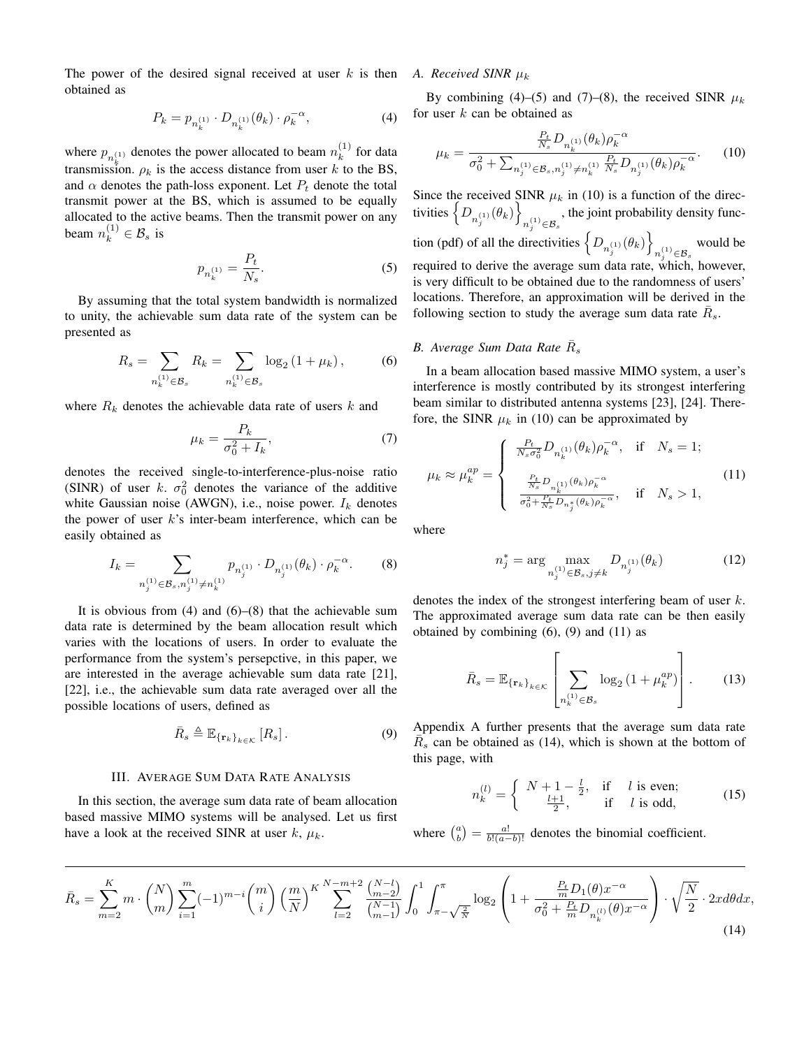The power of the desired signal received at user $k$ is then obtained as

$$P_k = p_{n_k^{(1)}} \cdot D_{n_k^{(1)}}(\theta_k) \cdot \rho_k^{-\alpha}, \tag{4}$$

where $p_{n_k^{(1)}}$ denotes the power allocated to beam $n_k^{(1)}$ for data transmission. $\rho_k$ is the access distance from user $k$ to the BS, and $\alpha$ denotes the path-loss exponent. Let $P_t$ denote the total transmit power at the BS, which is assumed to be equally allocated to the active beams. Then the transmit power on any beam $n_k^{(1)} \in \mathcal{B}_s$ is

$$p_{n_k^{(1)}} = \frac{P_t}{N_s}. \tag{5}$$

By assuming that the total system bandwidth is normalized to unity, the achievable sum data rate of the system can be presented as

$$R_s = \sum_{n_k^{(1)} \in \mathcal{B}_s} R_k = \sum_{n_k^{(1)} \in \mathcal{B}_s} \log_2\left(1 + \mu_k\right), \tag{6}$$

where $R_k$ denotes the achievable data rate of users $k$ and

$$\mu_k = \frac{P_k}{\sigma_0^2 + I_k}, \tag{7}$$

denotes the received single-to-interference-plus-noise ratio (SINR) of user $k$. $\sigma_0^2$ denotes the variance of the additive white Gaussian noise (AWGN), i.e., noise power. $I_k$ denotes the power of user $k$'s inter-beam interference, which can be easily obtained as

$$I_k = \sum_{n_j^{(1)} \in \mathcal{B}_s, n_j^{(1)} \neq n_k^{(1)}} p_{n_j^{(1)}} \cdot D_{n_j^{(1)}}(\theta_k) \cdot \rho_k^{-\alpha}. \tag{8}$$

It is obvious from (4) and (6)–(8) that the achievable sum data rate is determined by the beam allocation result which varies with the locations of users. In order to evaluate the performance from the system's persepctive, in this paper, we are interested in the average achievable sum data rate [21], [22], i.e., the achievable sum data rate averaged over all the possible locations of users, defined as

$$\bar{R}_s \triangleq \mathbb{E}_{\{\mathbf{r}_k\}_{k \in \mathcal{K}}}\left[R_s\right]. \tag{9}$$

## III. Average Sum Data Rate Analysis

In this section, the average sum data rate of beam allocation based massive MIMO systems will be analysed. Let us first have a look at the received SINR at user $k$, $\mu_k$.

### A. Received SINR $\mu_k$

By combining (4)–(5) and (7)–(8), the received SINR $\mu_k$ for user $k$ can be obtained as

$$\mu_k = \frac{\frac{P_t}{N_s} D_{n_k^{(1)}}(\theta_k) \rho_k^{-\alpha}}{\sigma_0^2 + \sum_{n_j^{(1)} \in \mathcal{B}_s, n_j^{(1)} \neq n_k^{(1)}} \frac{P_t}{N_s} D_{n_j^{(1)}}(\theta_k) \rho_k^{-\alpha}}. \tag{10}$$

Since the received SINR $\mu_k$ in (10) is a function of the directivities $\left\{D_{n_j^{(1)}}(\theta_k)\right\}_{n_j^{(1)} \in \mathcal{B}_s}$, the joint probability density function (pdf) of all the directivities $\left\{D_{n_j^{(1)}}(\theta_k)\right\}_{n_j^{(1)} \in \mathcal{B}_s}$ would be required to derive the average sum data rate, which, however, is very difficult to be obtained due to the randomness of users' locations. Therefore, an approximation will be derived in the following section to study the average sum data rate $\bar{R}_s$.

### B. Average Sum Data Rate $\bar{R}_s$

In a beam allocation based massive MIMO system, a user's interference is mostly contributed by its strongest interfering beam similar to distributed antenna systems [23], [24]. Therefore, the SINR $\mu_k$ in (10) can be approximated by

$$\mu_k \approx \mu_k^{ap} = \begin{cases} \frac{P_t}{N_s \sigma_0^2} D_{n_k^{(1)}}(\theta_k) \rho_k^{-\alpha}, & \text{if} \quad N_s = 1; \\ \frac{\frac{P_t}{N_s} D_{n_k^{(1)}}(\theta_k) \rho_k^{-\alpha}}{\sigma_0^2 + \frac{P_t}{N_s} D_{n_j^*}(\theta_k) \rho_k^{-\alpha}}, & \text{if} \quad N_s > 1, \end{cases} \tag{11}$$

where

$$n_j^* = \arg \max_{n_j^{(1)} \in \mathcal{B}_s, j \neq k} D_{n_j^{(1)}}(\theta_k) \tag{12}$$

denotes the index of the strongest interfering beam of user $k$. The approximated average sum data rate can be then easily obtained by combining (6), (9) and (11) as

$$\bar{R}_s = \mathbb{E}_{\{\mathbf{r}_k\}_{k \in \mathcal{K}}}\left[\sum_{n_k^{(1)} \in \mathcal{B}_s} \log_2\left(1 + \mu_k^{ap}\right)\right]. \tag{13}$$

Appendix A further presents that the average sum data rate $\bar{R}_s$ can be obtained as (14), which is shown at the bottom of this page, with

$$n_k^{(l)} = \begin{cases} N + 1 - \frac{l}{2}, & \text{if} \quad l \text{ is even;} \\ \frac{l+1}{2}, & \text{if} \quad l \text{ is odd,} \end{cases} \tag{15}$$

where $\binom{a}{b} = \frac{a!}{b!(a-b)!}$ denotes the binomial coefficient.

$$\bar{R}_s = \sum_{m=2}^{K} m \cdot \binom{N}{m} \sum_{i=1}^{m} (-1)^{m-i} \binom{m}{i} \left(\frac{m}{N}\right)^K \sum_{l=2}^{N-m+2} \frac{\binom{N-l}{m-2}}{\binom{N-1}{m-1}} \int_0^1 \int_{\pi - \sqrt{\frac{2}{N}}}^{\pi} \log_2\left(1 + \frac{\frac{P_t}{m} D_1(\theta) x^{-\alpha}}{\sigma_0^2 + \frac{P_t}{m} D_{n_k^{(l)}}(\theta) x^{-\alpha}}\right) \cdot \sqrt{\frac{N}{2}} \cdot 2x d\theta dx, \tag{14}$$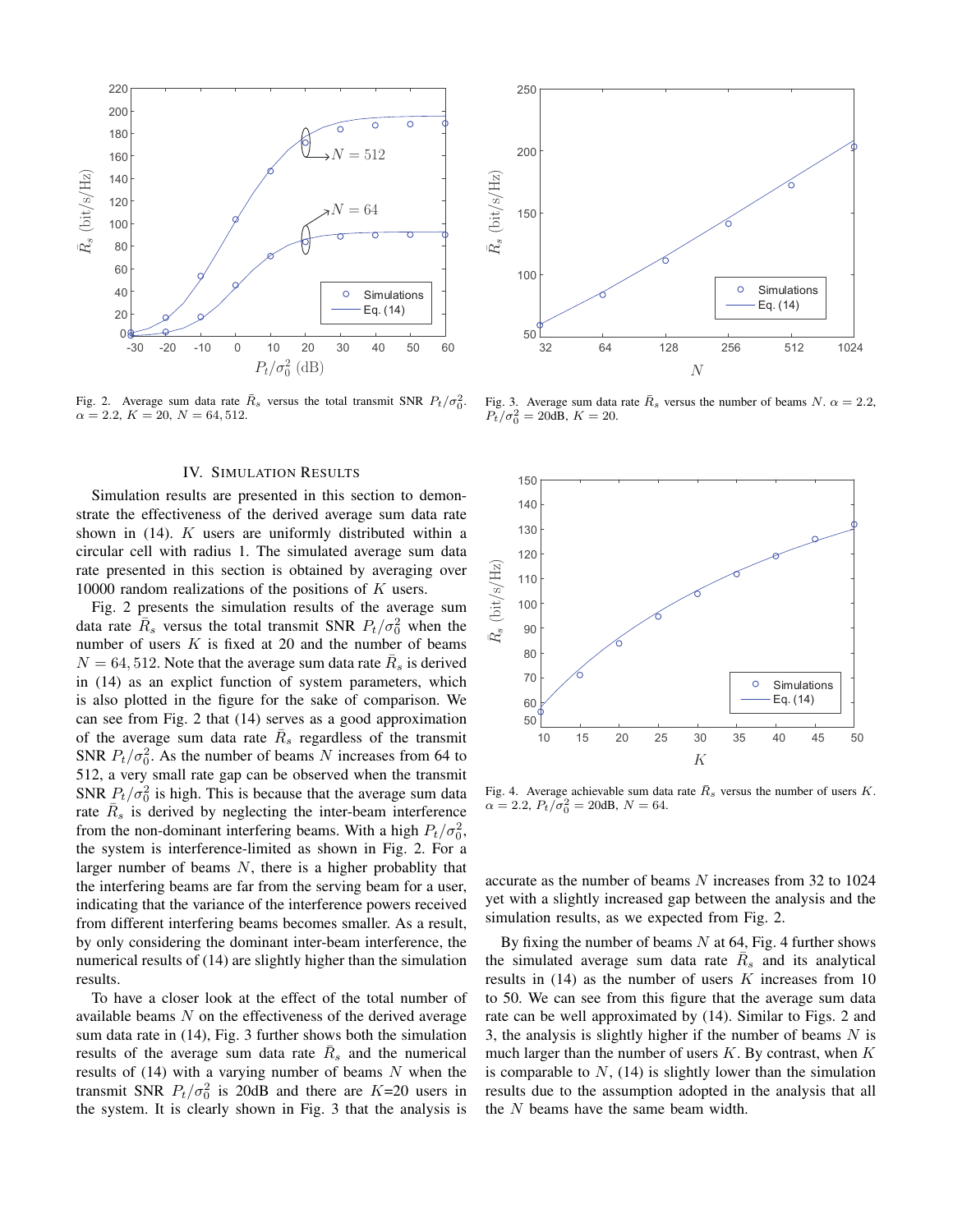Fig. 2. Average sum data rate $\bar{R}_s$ versus the total transmit SNR $P_t/\sigma_0^2$. $\alpha = 2.2$, $K = 20$, $N = 64, 512$.

Fig. 3. Average sum data rate $\bar{R}_s$ versus the number of beams $N$. $\alpha = 2.2$, $P_t/\sigma_0^2 = 20$dB, $K = 20$.

Fig. 4. Average achievable sum data rate $\bar{R}_s$ versus the number of users $K$. $\alpha = 2.2$, $P_t/\sigma_0^2 = 20$dB, $N = 64$.

## IV. Simulation Results

Simulation results are presented in this section to demonstrate the effectiveness of the derived average sum data rate shown in (14). $K$ users are uniformly distributed within a circular cell with radius 1. The simulated average sum data rate presented in this section is obtained by averaging over 10000 random realizations of the positions of $K$ users.

Fig. 2 presents the simulation results of the average sum data rate $\bar{R}_s$ versus the total transmit SNR $P_t/\sigma_0^2$ when the number of users $K$ is fixed at 20 and the number of beams $N = 64, 512$. Note that the average sum data rate $\bar{R}_s$ is derived in (14) as an explict function of system parameters, which is also plotted in the figure for the sake of comparison. We can see from Fig. 2 that (14) serves as a good approximation of the average sum data rate $\bar{R}_s$ regardless of the transmit SNR $P_t/\sigma_0^2$. As the number of beams $N$ increases from 64 to 512, a very small rate gap can be observed when the transmit SNR $P_t/\sigma_0^2$ is high. This is because that the average sum data rate $\bar{R}_s$ is derived by neglecting the inter-beam interference from the non-dominant interfering beams. With a high $P_t/\sigma_0^2$, the system is interference-limited as shown in Fig. 2. For a larger number of beams $N$, there is a higher probablity that the interfering beams are far from the serving beam for a user, indicating that the variance of the interference powers received from different interfering beams becomes smaller. As a result, by only considering the dominant inter-beam interference, the numerical results of (14) are slightly higher than the simulation results.

To have a closer look at the effect of the total number of available beams $N$ on the effectiveness of the derived average sum data rate in (14), Fig. 3 further shows both the simulation results of the average sum data rate $\bar{R}_s$ and the numerical results of (14) with a varying number of beams $N$ when the transmit SNR $P_t/\sigma_0^2$ is 20dB and there are $K$=20 users in the system. It is clearly shown in Fig. 3 that the analysis is accurate as the number of beams $N$ increases from 32 to 1024 yet with a slightly increased gap between the analysis and the simulation results, as we expected from Fig. 2.

By fixing the number of beams $N$ at 64, Fig. 4 further shows the simulated average sum data rate $\bar{R}_s$ and its analytical results in (14) as the number of users $K$ increases from 10 to 50. We can see from this figure that the average sum data rate can be well approximated by (14). Similar to Figs. 2 and 3, the analysis is slightly higher if the number of beams $N$ is much larger than the number of users $K$. By contrast, when $K$ is comparable to $N$, (14) is slightly lower than the simulation results due to the assumption adopted in the analysis that all the $N$ beams have the same beam width.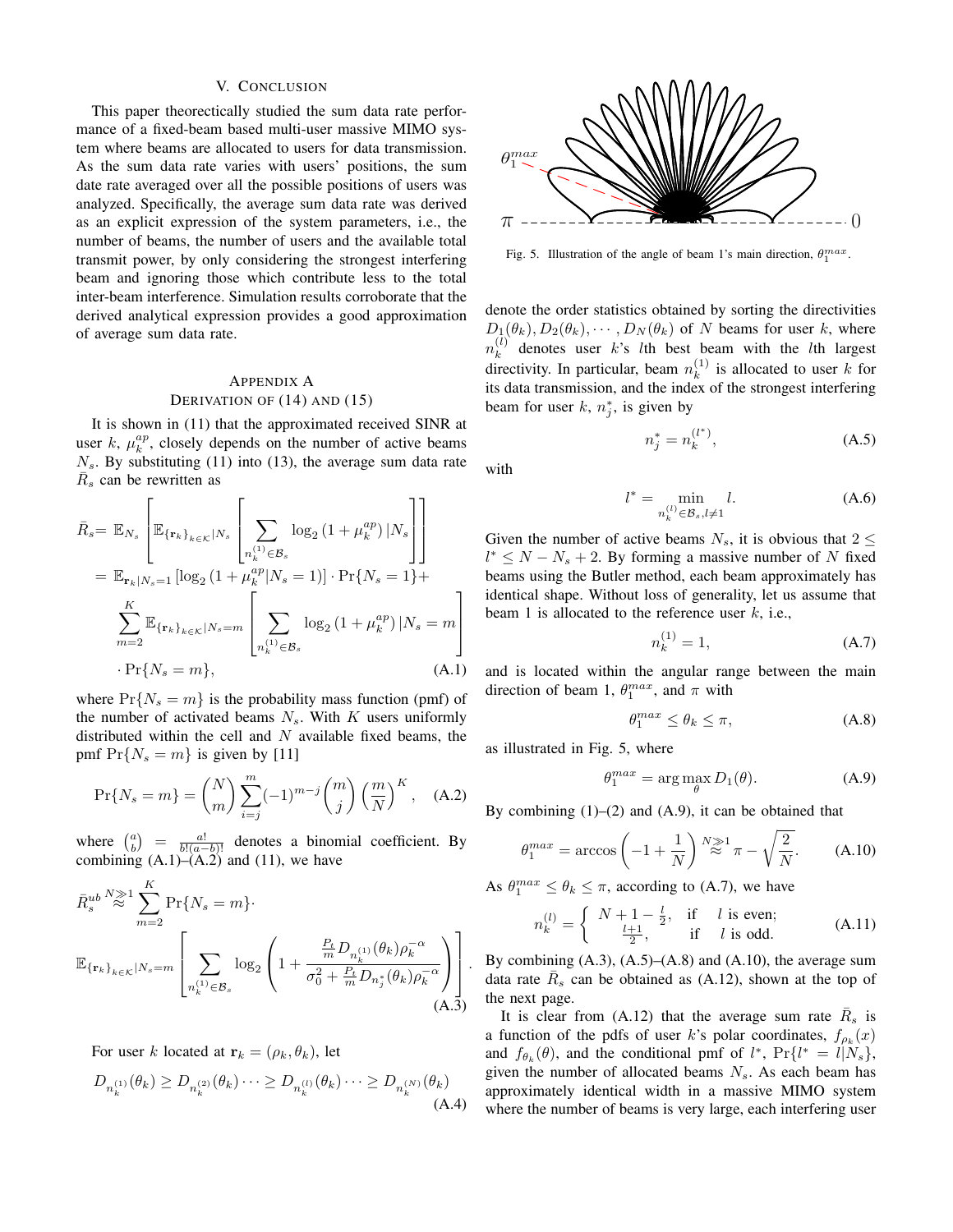## V. Conclusion

This paper theorectically studied the sum data rate performance of a fixed-beam based multi-user massive MIMO system where beams are allocated to users for data transmission. As the sum data rate varies with users' positions, the sum date rate averaged over all the possible positions of users was analyzed. Specifically, the average sum data rate was derived as an explicit expression of the system parameters, i.e., the number of beams, the number of users and the available total transmit power, by only considering the strongest interfering beam and ignoring those which contribute less to the total inter-beam interference. Simulation results corroborate that the derived analytical expression provides a good approximation of average sum data rate.

## Appendix A
### Derivation of (14) and (15)

It is shown in (11) that the approximated received SINR at user $k$, $\mu_k^{ap}$, closely depends on the number of active beams $N_s$. By substituting (11) into (13), the average sum data rate $\bar{R}_s$ can be rewritten as

$$\begin{aligned}\bar{R}_s =& \mathbb{E}_{N_s}\left[\mathbb{E}_{\{\mathbf{r}_k\}_{k\in\mathcal{K}}|N_s}\left[\sum_{n_k^{(1)}\in\mathcal{B}_s}\log_2\left(1+\mu_k^{ap}\right)|N_s\right]\right]\\ =& \mathbb{E}_{\mathbf{r}_k|N_s=1}\left[\log_2\left(1+\mu_k^{ap}|N_s=1\right)\right]\cdot\Pr\{N_s=1\}+\\ &\sum_{m=2}^{K}\mathbb{E}_{\{\mathbf{r}_k\}_{k\in\mathcal{K}}|N_s=m}\left[\sum_{n_k^{(1)}\in\mathcal{B}_s}\log_2\left(1+\mu_k^{ap}\right)|N_s=m\right]\\ &\cdot\Pr\{N_s=m\},\end{aligned} \tag{A.1}$$

where $\Pr\{N_s=m\}$ is the probability mass function (pmf) of the number of activated beams $N_s$. With $K$ users uniformly distributed within the cell and $N$ available fixed beams, the pmf $\Pr\{N_s=m\}$ is given by [11]

$$\Pr\{N_s=m\}=\binom{N}{m}\sum_{i=j}^{m}(-1)^{m-j}\binom{m}{j}\left(\frac{m}{N}\right)^K, \tag{A.2}$$

where $\binom{a}{b}=\frac{a!}{b!(a-b)!}$ denotes a binomial coefficient. By combining (A.1)–(A.2) and (11), we have

$$\begin{aligned}\bar{R}_s^{ub} \overset{N\gg1}{\approx}& \sum_{m=2}^{K}\Pr\{N_s=m\}\cdot\\ &\mathbb{E}_{\{\mathbf{r}_k\}_{k\in\mathcal{K}}|N_s=m}\left[\sum_{n_k^{(1)}\in\mathcal{B}_s}\log_2\left(1+\frac{\frac{P_t}{m}D_{n_k^{(1)}}(\theta_k)\rho_k^{-\alpha}}{\sigma_0^2+\frac{P_t}{m}D_{n_j^*}(\theta_k)\rho_k^{-\alpha}}\right)\right].\end{aligned} \tag{A.3}$$

For user $k$ located at $\mathbf{r}_k=(\rho_k,\theta_k)$, let

$$D_{n_k^{(1)}}(\theta_k)\geq D_{n_k^{(2)}}(\theta_k)\cdots\geq D_{n_k^{(l)}}(\theta_k)\cdots\geq D_{n_k^{(N)}}(\theta_k) \tag{A.4}$$

Fig. 5. Illustration of the angle of beam 1's main direction, $\theta_1^{max}$.

denote the order statistics obtained by sorting the directivities $D_1(\theta_k), D_2(\theta_k),\cdots,D_N(\theta_k)$ of $N$ beams for user $k$, where $n_k^{(l)}$ denotes user $k$'s $l$th best beam with the $l$th largest directivity. In particular, beam $n_k^{(1)}$ is allocated to user $k$ for its data transmission, and the index of the strongest interfering beam for user $k$, $n_j^*$, is given by

$$n_j^*=n_k^{(l^*)}, \tag{A.5}$$

with

$$l^*=\min_{n_k^{(l)}\in\mathcal{B}_s,l\neq1} l. \tag{A.6}$$

Given the number of active beams $N_s$, it is obvious that $2\leq l^*\leq N-N_s+2$. By forming a massive number of $N$ fixed beams using the Butler method, each beam approximately has identical shape. Without loss of generality, let us assume that beam 1 is allocated to the reference user $k$, i.e.,

$$n_k^{(1)}=1, \tag{A.7}$$

and is located within the angular range between the main direction of beam 1, $\theta_1^{max}$, and $\pi$ with

$$\theta_1^{max}\leq\theta_k\leq\pi, \tag{A.8}$$

as illustrated in Fig. 5, where

$$\theta_1^{max}=\arg\max_{\theta} D_1(\theta). \tag{A.9}$$

By combining (1)–(2) and (A.9), it can be obtained that

$$\theta_1^{max}=\arccos\left(-1+\frac{1}{N}\right)\overset{N\gg1}{\approx}\pi-\sqrt{\frac{2}{N}}. \tag{A.10}$$

As $\theta_1^{max}\leq\theta_k\leq\pi$, according to (A.7), we have

$$n_k^{(l)}=\begin{cases}N+1-\frac{l}{2}, & \text{if } \quad l \text{ is even;}\\ \frac{l+1}{2}, & \text{if } \quad l \text{ is odd.}\end{cases} \tag{A.11}$$

By combining (A.3), (A.5)–(A.8) and (A.10), the average sum data rate $\bar{R}_s$ can be obtained as (A.12), shown at the top of the next page.

It is clear from (A.12) that the average sum rate $\bar{R}_s$ is a function of the pdfs of user $k$'s polar coordinates, $f_{\rho_k}(x)$ and $f_{\theta_k}(\theta)$, and the conditional pmf of $l^*$, $\Pr\{l^*=l|N_s\}$, given the number of allocated beams $N_s$. As each beam has approximately identical width in a massive MIMO system where the number of beams is very large, each interfering user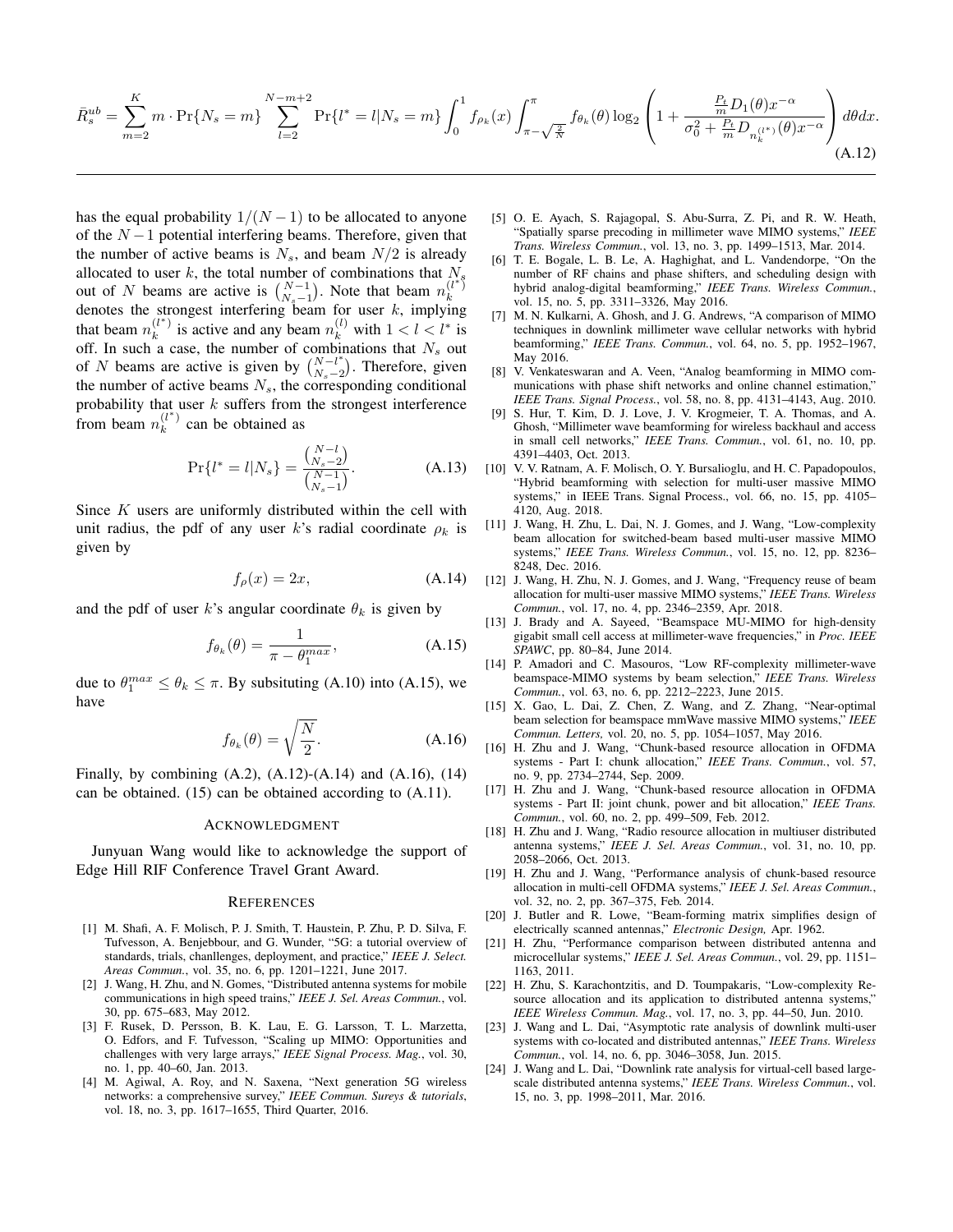$$\bar{R}_s^{ub} = \sum_{m=2}^{K} m \cdot \Pr\{N_s = m\} \sum_{l=2}^{N-m+2} \Pr\{l^* = l | N_s = m\} \int_0^1 f_{\rho_k}(x) \int_{\pi - \sqrt{\frac{2}{N}}}^{\pi} f_{\theta_k}(\theta) \log_2 \left( 1 + \frac{\frac{P_t}{m} D_1(\theta) x^{-\alpha}}{\sigma_0^2 + \frac{P_t}{m} D_{n_k^{(l^*)}}(\theta) x^{-\alpha}} \right) d\theta dx. \tag{A.12}$$

has the equal probability $1/(N-1)$ to be allocated to anyone of the $N-1$ potential interfering beams. Therefore, given that the number of active beams is $N_s$, and beam $N/2$ is already allocated to user $k$, the total number of combinations that $N_s$ out of $N$ beams are active is $\binom{N-1}{N_s-1}$. Note that beam $n_k^{(l^*)}$ denotes the strongest interfering beam for user $k$, implying that beam $n_k^{(l^*)}$ is active and any beam $n_k^{(l)}$ with $1 < l < l^*$ is off. In such a case, the number of combinations that $N_s$ out of $N$ beams are active is given by $\binom{N-l^*}{N_s-2}$. Therefore, given the number of active beams $N_s$, the corresponding conditional probability that user $k$ suffers from the strongest interference from beam $n_k^{(l^*)}$ can be obtained as

$$\Pr\{l^* = l | N_s\} = \frac{\binom{N-l}{N_s-2}}{\binom{N-1}{N_s-1}}. \tag{A.13}$$

Since $K$ users are uniformly distributed within the cell with unit radius, the pdf of any user $k$'s radial coordinate $\rho_k$ is given by

$$f_\rho(x) = 2x, \tag{A.14}$$

and the pdf of user $k$'s angular coordinate $\theta_k$ is given by

$$f_{\theta_k}(\theta) = \frac{1}{\pi - \theta_1^{max}}, \tag{A.15}$$

due to $\theta_1^{max} \leq \theta_k \leq \pi$. By subsituting (A.10) into (A.15), we have

$$f_{\theta_k}(\theta) = \sqrt{\frac{N}{2}}. \tag{A.16}$$

Finally, by combining (A.2), (A.12)-(A.14) and (A.16), (14) can be obtained. (15) can be obtained according to (A.11).

## Acknowledgment

Junyuan Wang would like to acknowledge the support of Edge Hill RIF Conference Travel Grant Award.

## References

[1] M. Shafi, A. F. Molisch, P. J. Smith, T. Haustein, P. Zhu, P. D. Silva, F. Tufvesson, A. Benjebbour, and G. Wunder, "5G: a tutorial overview of standards, trials, chanllenges, deployment, and practice," *IEEE J. Select. Areas Commun.*, vol. 35, no. 6, pp. 1201–1221, June 2017.

[2] J. Wang, H. Zhu, and N. Gomes, "Distributed antenna systems for mobile communications in high speed trains," *IEEE J. Sel. Areas Commun.*, vol. 30, pp. 675–683, May 2012.

[3] F. Rusek, D. Persson, B. K. Lau, E. G. Larsson, T. L. Marzetta, O. Edfors, and F. Tufvesson, "Scaling up MIMO: Opportunities and challenges with very large arrays," *IEEE Signal Process. Mag.*, vol. 30, no. 1, pp. 40–60, Jan. 2013.

[4] M. Agiwal, A. Roy, and N. Saxena, "Next generation 5G wireless networks: a comprehensive survey," *IEEE Commun. Sureys & tutorials*, vol. 18, no. 3, pp. 1617–1655, Third Quarter, 2016.

[5] O. E. Ayach, S. Rajagopal, S. Abu-Surra, Z. Pi, and R. W. Heath, "Spatially sparse precoding in millimeter wave MIMO systems," *IEEE Trans. Wireless Commun.*, vol. 13, no. 3, pp. 1499–1513, Mar. 2014.

[6] T. E. Bogale, L. B. Le, A. Haghighat, and L. Vandendorpe, "On the number of RF chains and phase shifters, and scheduling design with hybrid analog-digital beamforming," *IEEE Trans. Wireless Commun.*, vol. 15, no. 5, pp. 3311–3326, May 2016.

[7] M. N. Kulkarni, A. Ghosh, and J. G. Andrews, "A comparison of MIMO techniques in downlink millimeter wave cellular networks with hybrid beamforming," *IEEE Trans. Commun.*, vol. 64, no. 5, pp. 1952–1967, May 2016.

[8] V. Venkateswaran and A. Veen, "Analog beamforming in MIMO communications with phase shift networks and online channel estimation," *IEEE Trans. Signal Process.*, vol. 58, no. 8, pp. 4131–4143, Aug. 2010.

[9] S. Hur, T. Kim, D. J. Love, J. V. Krogmeier, T. A. Thomas, and A. Ghosh, "Millimeter wave beamforming for wireless backhaul and access in small cell networks," *IEEE Trans. Commun.*, vol. 61, no. 10, pp. 4391–4403, Oct. 2013.

[10] V. V. Ratnam, A. F. Molisch, O. Y. Bursalioglu, and H. C. Papadopoulos, "Hybrid beamforming with selection for multi-user massive MIMO systems," in IEEE Trans. Signal Process., vol. 66, no. 15, pp. 4105–4120, Aug. 2018.

[11] J. Wang, H. Zhu, L. Dai, N. J. Gomes, and J. Wang, "Low-complexity beam allocation for switched-beam based multi-user massive MIMO systems," *IEEE Trans. Wireless Commun.*, vol. 15, no. 12, pp. 8236–8248, Dec. 2016.

[12] J. Wang, H. Zhu, N. J. Gomes, and J. Wang, "Frequency reuse of beam allocation for multi-user massive MIMO systems," *IEEE Trans. Wireless Commun.*, vol. 17, no. 4, pp. 2346–2359, Apr. 2018.

[13] J. Brady and A. Sayeed, "Beamspace MU-MIMO for high-density gigabit small cell access at millimeter-wave frequencies," in *Proc. IEEE SPAWC*, pp. 80–84, June 2014.

[14] P. Amadori and C. Masouros, "Low RF-complexity millimeter-wave beamspace-MIMO systems by beam selection," *IEEE Trans. Wireless Commun.*, vol. 63, no. 6, pp. 2212–2223, June 2015.

[15] X. Gao, L. Dai, Z. Chen, Z. Wang, and Z. Zhang, "Near-optimal beam selection for beamspace mmWave massive MIMO systems," *IEEE Commun. Letters,* vol. 20, no. 5, pp. 1054–1057, May 2016.

[16] H. Zhu and J. Wang, "Chunk-based resource allocation in OFDMA systems - Part I: chunk allocation," *IEEE Trans. Commun.*, vol. 57, no. 9, pp. 2734–2744, Sep. 2009.

[17] H. Zhu and J. Wang, "Chunk-based resource allocation in OFDMA systems - Part II: joint chunk, power and bit allocation," *IEEE Trans. Commun.*, vol. 60, no. 2, pp. 499–509, Feb. 2012.

[18] H. Zhu and J. Wang, "Radio resource allocation in multiuser distributed antenna systems," *IEEE J. Sel. Areas Commun.*, vol. 31, no. 10, pp. 2058–2066, Oct. 2013.

[19] H. Zhu and J. Wang, "Performance analysis of chunk-based resource allocation in multi-cell OFDMA systems," *IEEE J. Sel. Areas Commun.*, vol. 32, no. 2, pp. 367–375, Feb. 2014.

[20] J. Butler and R. Lowe, "Beam-forming matrix simplifies design of electrically scanned antennas," *Electronic Design,* Apr. 1962.

[21] H. Zhu, "Performance comparison between distributed antenna and microcellular systems," *IEEE J. Sel. Areas Commun.*, vol. 29, pp. 1151–1163, 2011.

[22] H. Zhu, S. Karachontzitis, and D. Toumpakaris, "Low-complexity Resource allocation and its application to distributed antenna systems," *IEEE Wireless Commun. Mag.*, vol. 17, no. 3, pp. 44–50, Jun. 2010.

[23] J. Wang and L. Dai, "Asymptotic rate analysis of downlink multi-user systems with co-located and distributed antennas," *IEEE Trans. Wireless Commun.*, vol. 14, no. 6, pp. 3046–3058, Jun. 2015.

[24] J. Wang and L. Dai, "Downlink rate analysis for virtual-cell based large-scale distributed antenna systems," *IEEE Trans. Wireless Commun.*, vol. 15, no. 3, pp. 1998–2011, Mar. 2016.